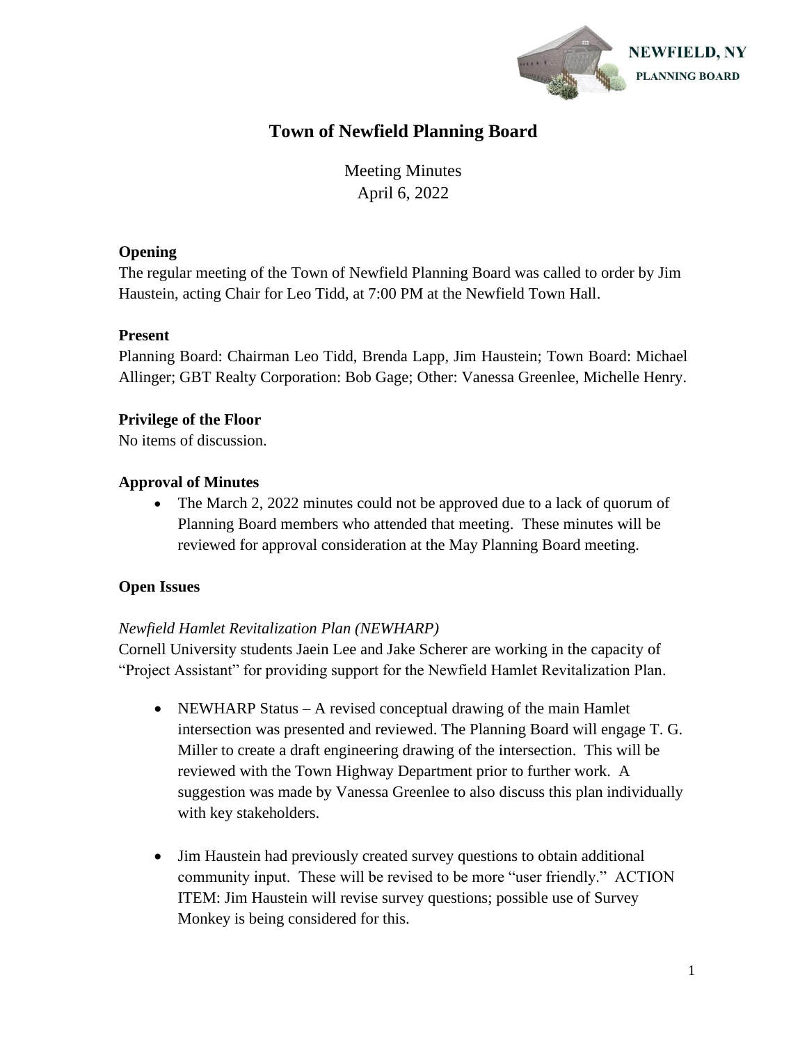NEWFIELD, NY
PLANNING BOARD

# Town of Newfield Planning Board

Meeting Minutes
April 6, 2022

**Opening**
The regular meeting of the Town of Newfield Planning Board was called to order by Jim Haustein, acting Chair for Leo Tidd, at 7:00 PM at the Newfield Town Hall.

**Present**
Planning Board: Chairman Leo Tidd, Brenda Lapp, Jim Haustein; Town Board: Michael Allinger; GBT Realty Corporation: Bob Gage; Other: Vanessa Greenlee, Michelle Henry.

**Privilege of the Floor**
No items of discussion.

**Approval of Minutes**

- The March 2, 2022 minutes could not be approved due to a lack of quorum of Planning Board members who attended that meeting. These minutes will be reviewed for approval consideration at the May Planning Board meeting.

**Open Issues**

*Newfield Hamlet Revitalization Plan (NEWHARP)*
Cornell University students Jaein Lee and Jake Scherer are working in the capacity of "Project Assistant" for providing support for the Newfield Hamlet Revitalization Plan.

- NEWHARP Status – A revised conceptual drawing of the main Hamlet intersection was presented and reviewed. The Planning Board will engage T. G. Miller to create a draft engineering drawing of the intersection. This will be reviewed with the Town Highway Department prior to further work. A suggestion was made by Vanessa Greenlee to also discuss this plan individually with key stakeholders.

- Jim Haustein had previously created survey questions to obtain additional community input. These will be revised to be more "user friendly." ACTION ITEM: Jim Haustein will revise survey questions; possible use of Survey Monkey is being considered for this.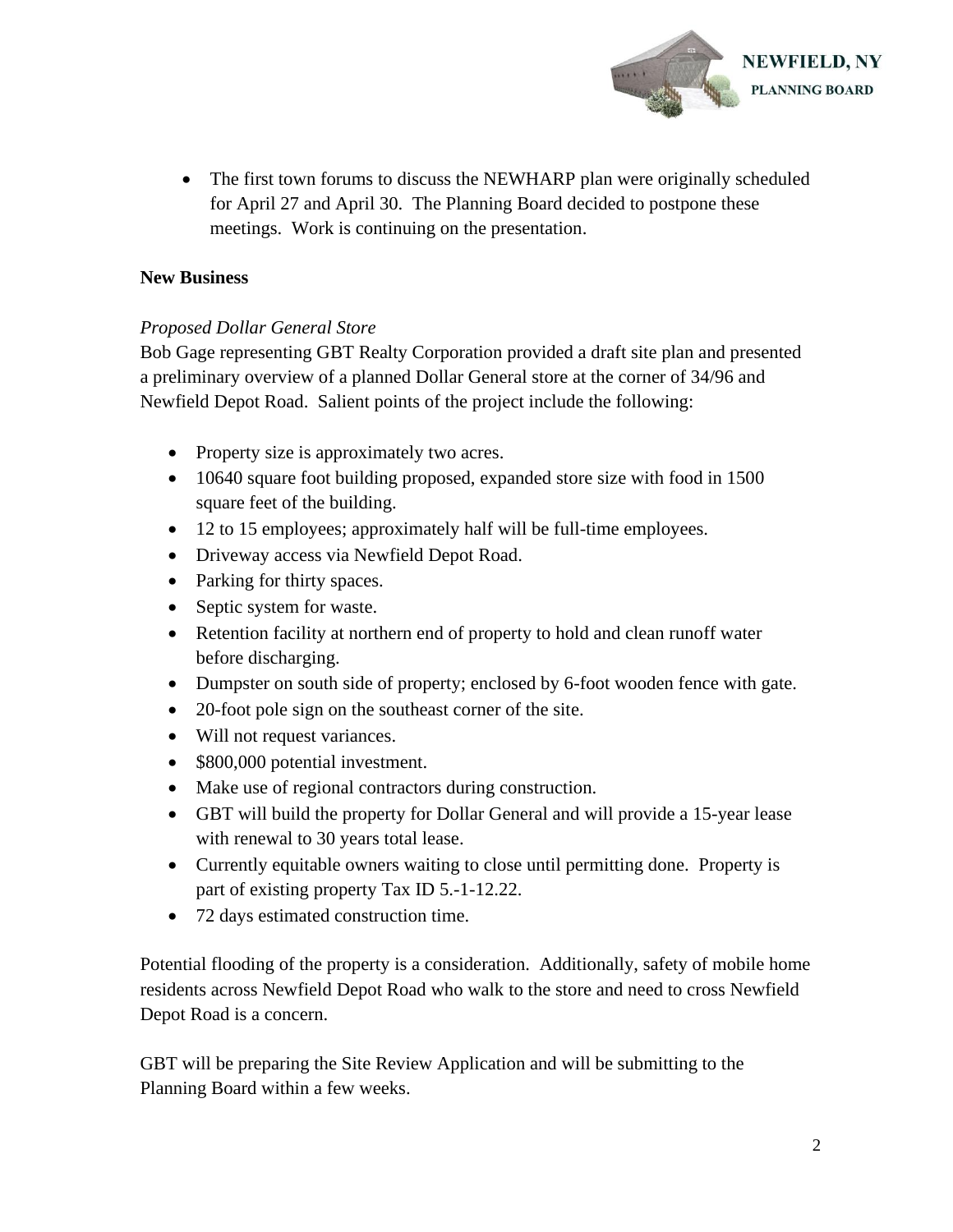- The first town forums to discuss the NEWHARP plan were originally scheduled for April 27 and April 30. The Planning Board decided to postpone these meetings. Work is continuing on the presentation.

**New Business**

*Proposed Dollar General Store*

Bob Gage representing GBT Realty Corporation provided a draft site plan and presented a preliminary overview of a planned Dollar General store at the corner of 34/96 and Newfield Depot Road. Salient points of the project include the following:

- Property size is approximately two acres.
- 10640 square foot building proposed, expanded store size with food in 1500 square feet of the building.
- 12 to 15 employees; approximately half will be full-time employees.
- Driveway access via Newfield Depot Road.
- Parking for thirty spaces.
- Septic system for waste.
- Retention facility at northern end of property to hold and clean runoff water before discharging.
- Dumpster on south side of property; enclosed by 6-foot wooden fence with gate.
- 20-foot pole sign on the southeast corner of the site.
- Will not request variances.
- $800,000 potential investment.
- Make use of regional contractors during construction.
- GBT will build the property for Dollar General and will provide a 15-year lease with renewal to 30 years total lease.
- Currently equitable owners waiting to close until permitting done. Property is part of existing property Tax ID 5.-1-12.22.
- 72 days estimated construction time.

Potential flooding of the property is a consideration. Additionally, safety of mobile home residents across Newfield Depot Road who walk to the store and need to cross Newfield Depot Road is a concern.

GBT will be preparing the Site Review Application and will be submitting to the Planning Board within a few weeks.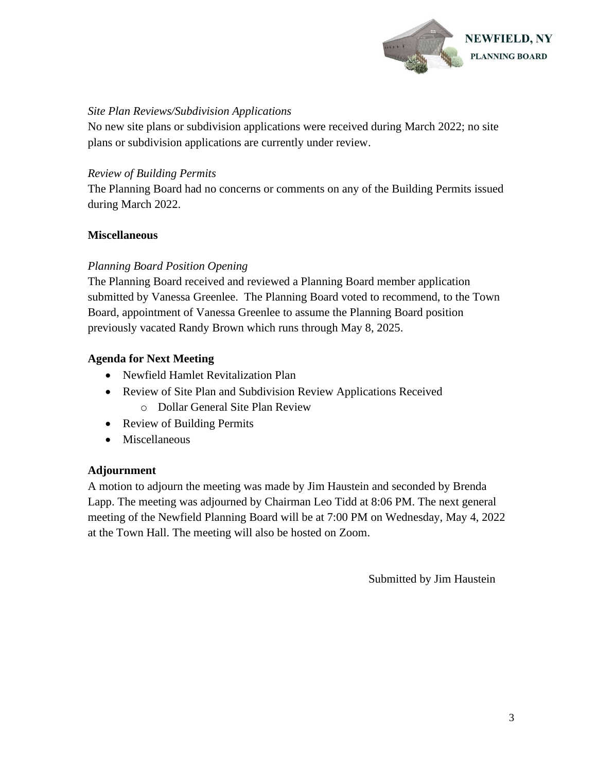*Site Plan Reviews/Subdivision Applications*

No new site plans or subdivision applications were received during March 2022; no site plans or subdivision applications are currently under review.

*Review of Building Permits*

The Planning Board had no concerns or comments on any of the Building Permits issued during March 2022.

**Miscellaneous**

*Planning Board Position Opening*

The Planning Board received and reviewed a Planning Board member application submitted by Vanessa Greenlee. The Planning Board voted to recommend, to the Town Board, appointment of Vanessa Greenlee to assume the Planning Board position previously vacated Randy Brown which runs through May 8, 2025.

**Agenda for Next Meeting**

- Newfield Hamlet Revitalization Plan
- Review of Site Plan and Subdivision Review Applications Received
  - Dollar General Site Plan Review
- Review of Building Permits
- Miscellaneous

**Adjournment**

A motion to adjourn the meeting was made by Jim Haustein and seconded by Brenda Lapp. The meeting was adjourned by Chairman Leo Tidd at 8:06 PM. The next general meeting of the Newfield Planning Board will be at 7:00 PM on Wednesday, May 4, 2022 at the Town Hall. The meeting will also be hosted on Zoom.

Submitted by Jim Haustein